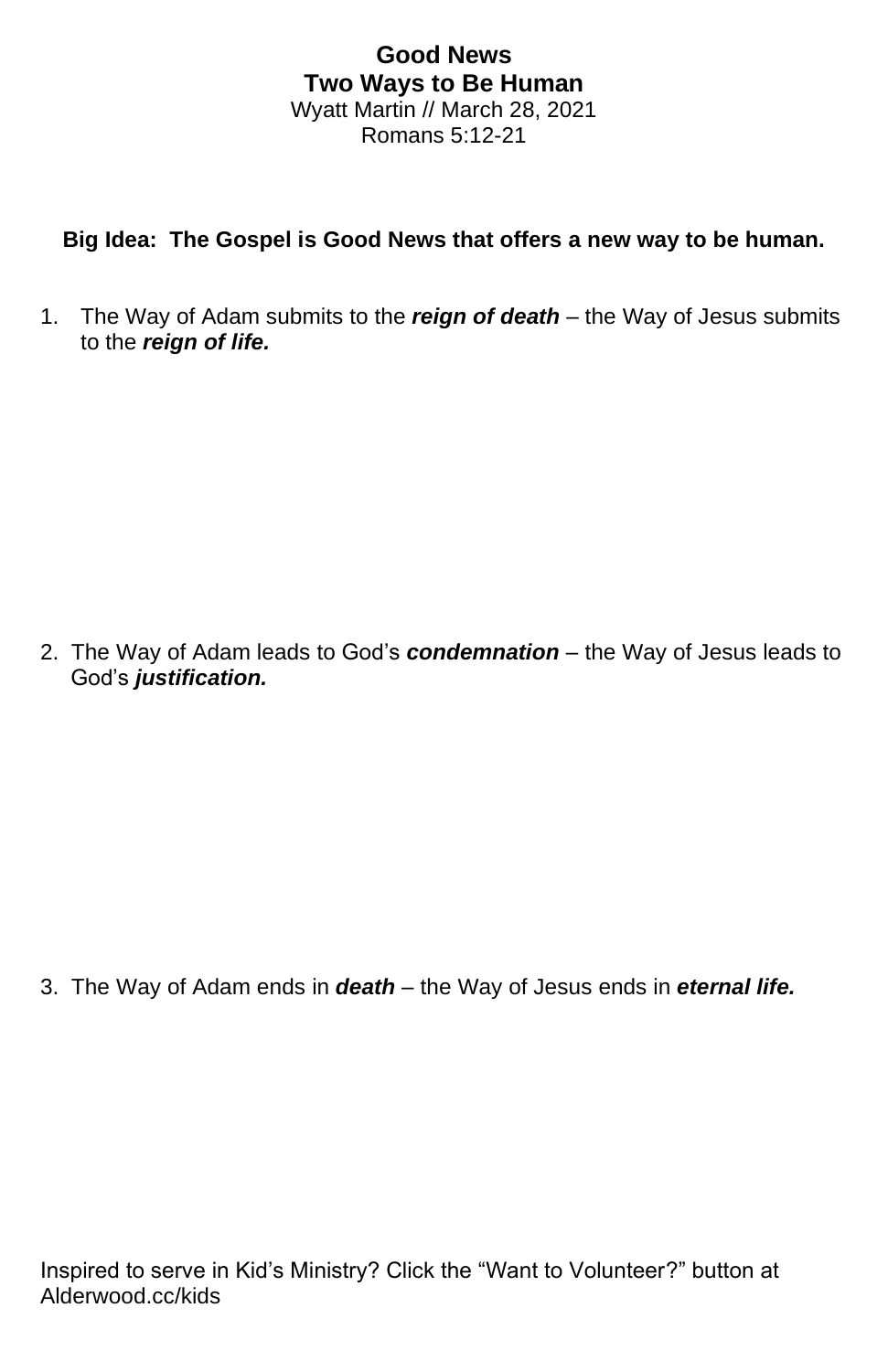# Good News
## Two Ways to Be Human

Wyatt Martin // March 28, 2021
Romans 5:12-21

**Big Idea: The Gospel is Good News that offers a new way to be human.**

1. The Way of Adam submits to the ***reign of death*** – the Way of Jesus submits to the ***reign of life.***

2. The Way of Adam leads to God's ***condemnation*** – the Way of Jesus leads to God's ***justification.***

3. The Way of Adam ends in ***death*** – the Way of Jesus ends in ***eternal life.***

Inspired to serve in Kid's Ministry? Click the "Want to Volunteer?" button at Alderwood.cc/kids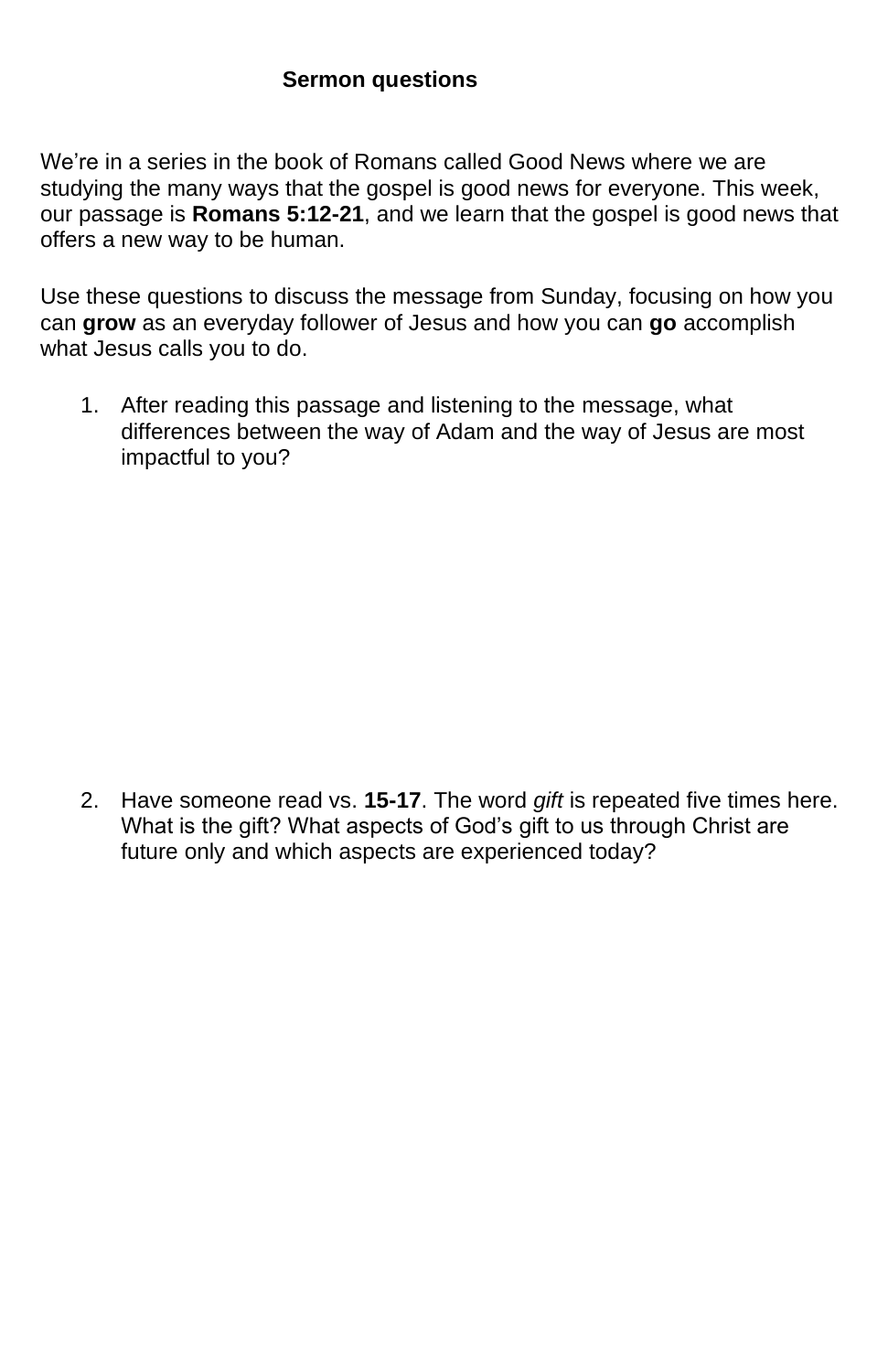## Sermon questions

We're in a series in the book of Romans called Good News where we are studying the many ways that the gospel is good news for everyone. This week, our passage is **Romans 5:12-21**, and we learn that the gospel is good news that offers a new way to be human.

Use these questions to discuss the message from Sunday, focusing on how you can **grow** as an everyday follower of Jesus and how you can **go** accomplish what Jesus calls you to do.

1. After reading this passage and listening to the message, what differences between the way of Adam and the way of Jesus are most impactful to you?

2. Have someone read vs. **15-17**. The word *gift* is repeated five times here. What is the gift? What aspects of God's gift to us through Christ are future only and which aspects are experienced today?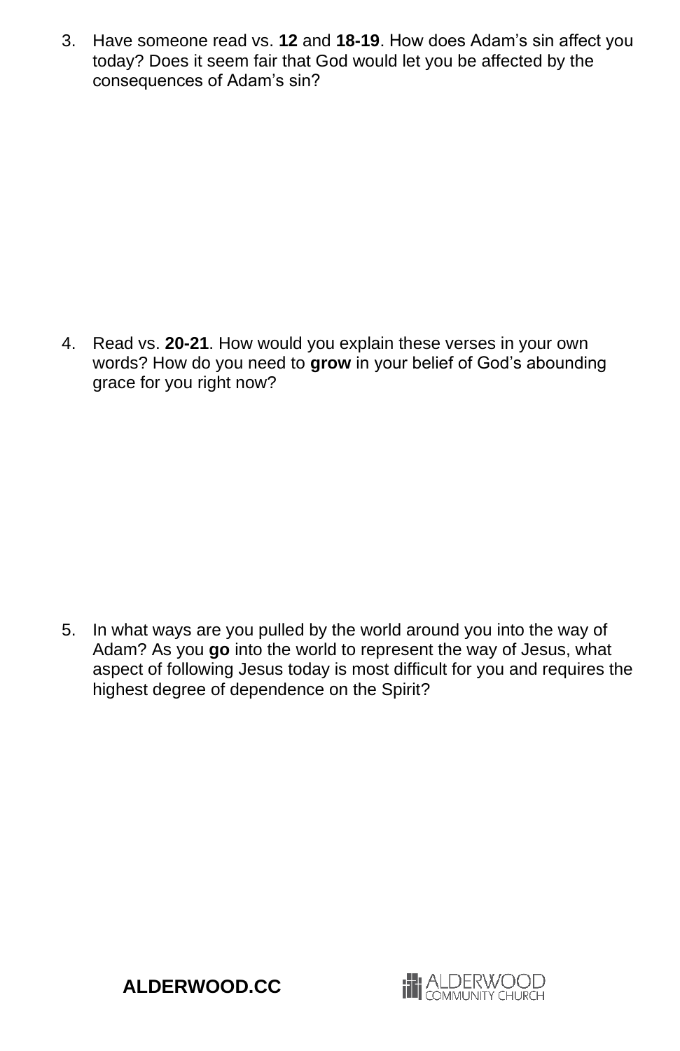3. Have someone read vs. **12** and **18-19**. How does Adam's sin affect you today? Does it seem fair that God would let you be affected by the consequences of Adam's sin?

4. Read vs. **20-21**. How would you explain these verses in your own words? How do you need to **grow** in your belief of God's abounding grace for you right now?

5. In what ways are you pulled by the world around you into the way of Adam? As you **go** into the world to represent the way of Jesus, what aspect of following Jesus today is most difficult for you and requires the highest degree of dependence on the Spirit?

**ALDERWOOD.CC**

ALDERWOOD COMMUNITY CHURCH